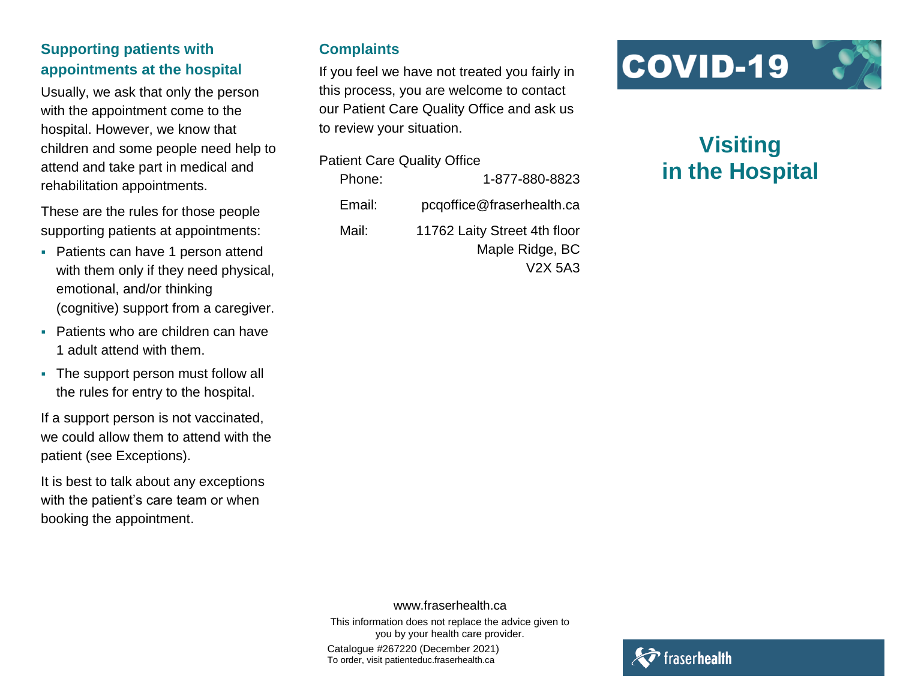## Supporting patients with appointments at the hospital

Usually, we ask that only the person with the appointment come to the hospital. However, we know that children and some people need help to attend and take part in medical and rehabilitation appointments.

These are the rules for those people supporting patients at appointments:

- Patients can have 1 person attend with them only if they need physical, emotional, and/or thinking (cognitive) support from a caregiver.
- Patients who are children can have 1 adult attend with them.
- The support person must follow all the rules for entry to the hospital.

If a support person is not vaccinated, we could allow them to attend with the patient (see Exceptions).

It is best to talk about any exceptions with the patient's care team or when booking the appointment.

## Complaints

If you feel we have not treated you fairly in this process, you are welcome to contact our Patient Care Quality Office and ask us to review your situation.

Patient Care Quality Office

Phone: 1-877-880-8823

Email: pcqoffice@fraserhealth.ca

Mail: 11762 Laity Street 4th floor
Maple Ridge, BC
V2X 5A3

www.fraserhealth.ca

This information does not replace the advice given to you by your health care provider.

Catalogue #267220 (December 2021)
To order, visit patienteduc.fraserhealth.ca

COVID-19

# Visiting in the Hospital

fraserhealth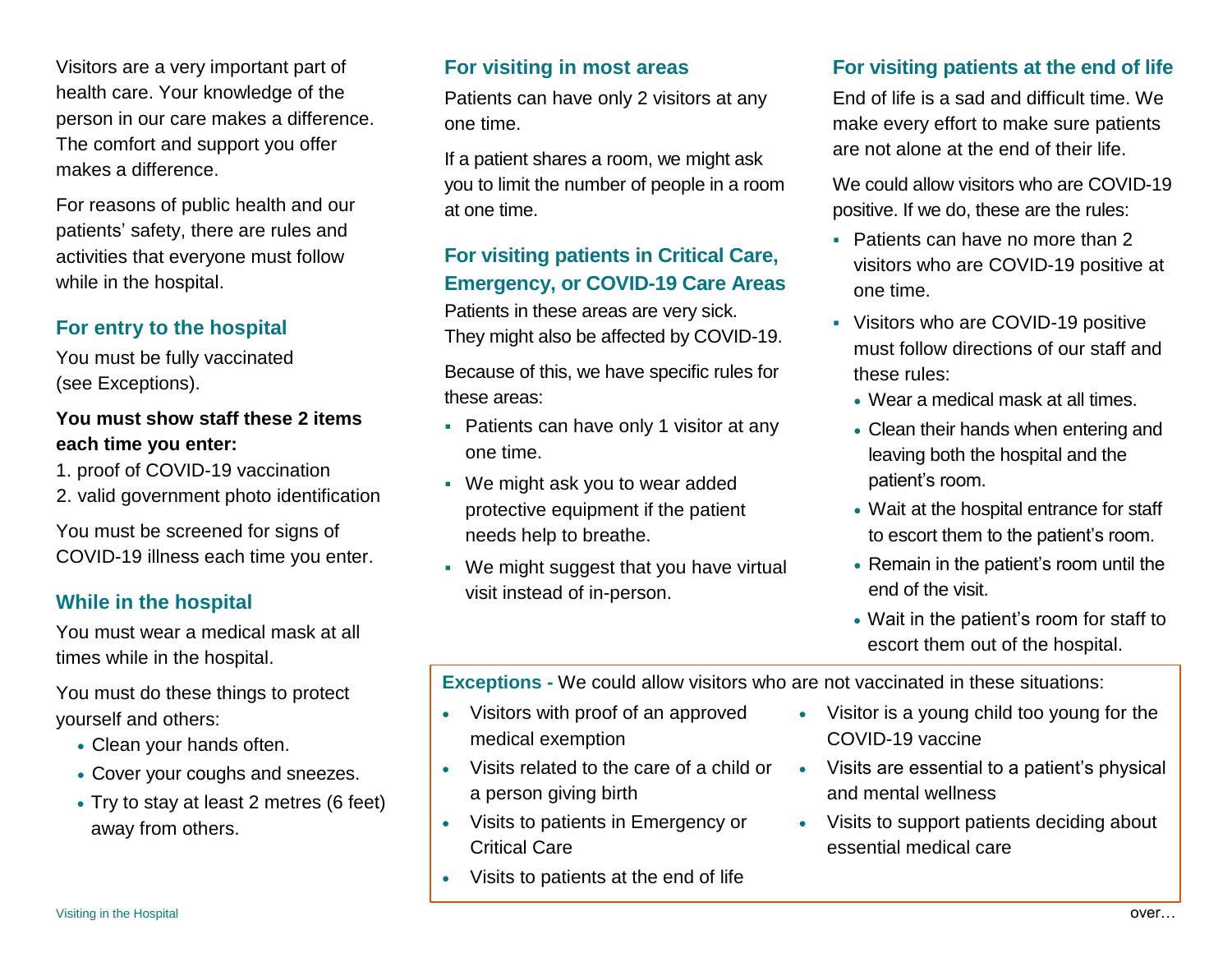Visitors are a very important part of health care. Your knowledge of the person in our care makes a difference. The comfort and support you offer makes a difference.

For reasons of public health and our patients' safety, there are rules and activities that everyone must follow while in the hospital.

## For entry to the hospital

You must be fully vaccinated (see Exceptions).

**You must show staff these 2 items each time you enter:**

1. proof of COVID-19 vaccination
2. valid government photo identification

You must be screened for signs of COVID-19 illness each time you enter.

## While in the hospital

You must wear a medical mask at all times while in the hospital.

You must do these things to protect yourself and others:

- Clean your hands often.
- Cover your coughs and sneezes.
- Try to stay at least 2 metres (6 feet) away from others.

## For visiting in most areas

Patients can have only 2 visitors at any one time.

If a patient shares a room, we might ask you to limit the number of people in a room at one time.

## For visiting patients in Critical Care, Emergency, or COVID-19 Care Areas

Patients in these areas are very sick. They might also be affected by COVID-19.

Because of this, we have specific rules for these areas:

- Patients can have only 1 visitor at any one time.
- We might ask you to wear added protective equipment if the patient needs help to breathe.
- We might suggest that you have virtual visit instead of in-person.

## For visiting patients at the end of life

End of life is a sad and difficult time. We make every effort to make sure patients are not alone at the end of their life.

We could allow visitors who are COVID-19 positive. If we do, these are the rules:

- Patients can have no more than 2 visitors who are COVID-19 positive at one time.
- Visitors who are COVID-19 positive must follow directions of our staff and these rules:
  - Wear a medical mask at all times.
  - Clean their hands when entering and leaving both the hospital and the patient's room.
  - Wait at the hospital entrance for staff to escort them to the patient's room.
  - Remain in the patient's room until the end of the visit.
  - Wait in the patient's room for staff to escort them out of the hospital.

**Exceptions -** We could allow visitors who are not vaccinated in these situations:

- Visitors with proof of an approved medical exemption
- Visits related to the care of a child or a person giving birth
- Visits to patients in Emergency or Critical Care
- Visits to patients at the end of life
- Visitor is a young child too young for the COVID-19 vaccine
- Visits are essential to a patient's physical and mental wellness
- Visits to support patients deciding about essential medical care

over…